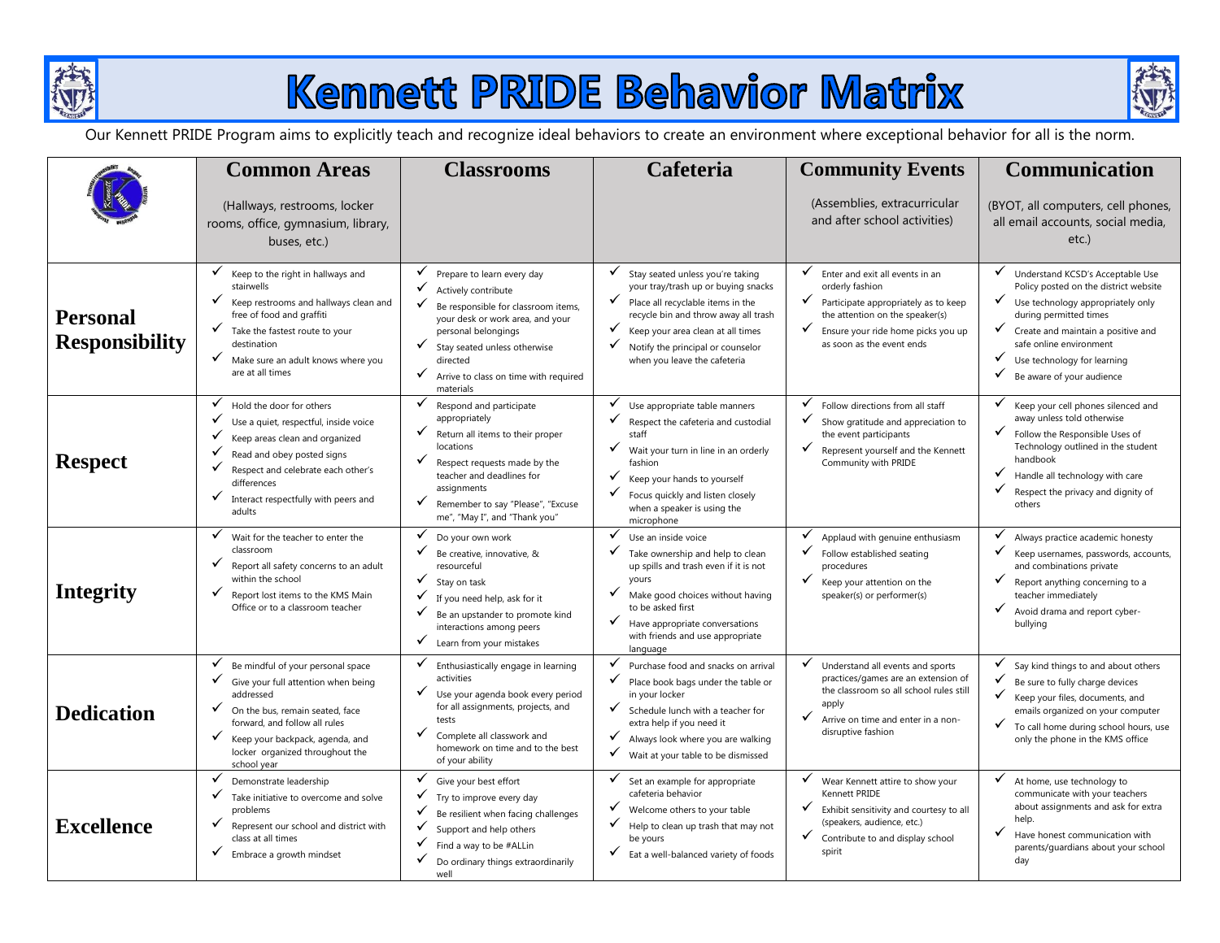# Kennett PRIDE Behavior Matrix

Our Kennett PRIDE Program aims to explicitly teach and recognize ideal behaviors to create an environment where exceptional behavior for all is the norm.

| | Common Areas (Hallways, restrooms, locker rooms, office, gymnasium, library, buses, etc.) | Classrooms | Cafeteria | Community Events (Assemblies, extracurricular and after school activities) | Communication (BYOT, all computers, cell phones, all email accounts, social media, etc.) |
|---|---|---|---|---|---|
| **Personal Responsibility** | ✓ Keep to the right in hallways and stairwells<br>✓ Keep restrooms and hallways clean and free of food and graffiti<br>✓ Take the fastest route to your destination<br>✓ Make sure an adult knows where you are at all times | ✓ Prepare to learn every day<br>✓ Actively contribute<br>✓ Be responsible for classroom items, your desk or work area, and your personal belongings<br>✓ Stay seated unless otherwise directed<br>✓ Arrive to class on time with required materials | ✓ Stay seated unless you're taking your tray/trash up or buying snacks<br>✓ Place all recyclable items in the recycle bin and throw away all trash<br>✓ Keep your area clean at all times<br>✓ Notify the principal or counselor when you leave the cafeteria | ✓ Enter and exit all events in an orderly fashion<br>✓ Participate appropriately as to keep the attention on the speaker(s)<br>✓ Ensure your ride home picks you up as soon as the event ends | ✓ Understand KCSD's Acceptable Use Policy posted on the district website<br>✓ Use technology appropriately only during permitted times<br>✓ Create and maintain a positive and safe online environment<br>✓ Use technology for learning<br>✓ Be aware of your audience |
| **Respect** | ✓ Hold the door for others<br>✓ Use a quiet, respectful, inside voice<br>✓ Keep areas clean and organized<br>✓ Read and obey posted signs<br>✓ Respect and celebrate each other's differences<br>✓ Interact respectfully with peers and adults | ✓ Respond and participate appropriately<br>✓ Return all items to their proper locations<br>✓ Respect requests made by the teacher and deadlines for assignments<br>✓ Remember to say "Please", "Excuse me", "May I", and "Thank you" | ✓ Use appropriate table manners<br>✓ Respect the cafeteria and custodial staff<br>✓ Wait your turn in line in an orderly fashion<br>✓ Keep your hands to yourself<br>✓ Focus quickly and listen closely when a speaker is using the microphone | ✓ Follow directions from all staff<br>✓ Show gratitude and appreciation to the event participants<br>✓ Represent yourself and the Kennett Community with PRIDE | ✓ Keep your cell phones silenced and away unless told otherwise<br>✓ Follow the Responsible Uses of Technology outlined in the student handbook<br>✓ Handle all technology with care<br>✓ Respect the privacy and dignity of others |
| **Integrity** | ✓ Wait for the teacher to enter the classroom<br>✓ Report all safety concerns to an adult within the school<br>✓ Report lost items to the KMS Main Office or to a classroom teacher | ✓ Do your own work<br>✓ Be creative, innovative, & resourceful<br>✓ Stay on task<br>✓ If you need help, ask for it<br>✓ Be an upstander to promote kind interactions among peers<br>✓ Learn from your mistakes | ✓ Use an inside voice<br>✓ Take ownership and help to clean up spills and trash even if it is not yours<br>✓ Make good choices without having to be asked first<br>✓ Have appropriate conversations with friends and use appropriate language | ✓ Applaud with genuine enthusiasm<br>✓ Follow established seating procedures<br>✓ Keep your attention on the speaker(s) or performer(s) | ✓ Always practice academic honesty<br>✓ Keep usernames, passwords, accounts, and combinations private<br>✓ Report anything concerning to a teacher immediately<br>✓ Avoid drama and report cyber-bullying |
| **Dedication** | ✓ Be mindful of your personal space<br>✓ Give your full attention when being addressed<br>✓ On the bus, remain seated, face forward, and follow all rules<br>✓ Keep your backpack, agenda, and locker organized throughout the school year | ✓ Enthusiastically engage in learning activities<br>✓ Use your agenda book every period for all assignments, projects, and tests<br>✓ Complete all classwork and homework on time and to the best of your ability | ✓ Purchase food and snacks on arrival<br>✓ Place book bags under the table or in your locker<br>✓ Schedule lunch with a teacher for extra help if you need it<br>✓ Always look where you are walking<br>✓ Wait at your table to be dismissed | ✓ Understand all events and sports practices/games are an extension of the classroom so all school rules still apply<br>✓ Arrive on time and enter in a non-disruptive fashion | ✓ Say kind things to and about others<br>✓ Be sure to fully charge devices<br>✓ Keep your files, documents, and emails organized on your computer<br>✓ To call home during school hours, use only the phone in the KMS office |
| **Excellence** | ✓ Demonstrate leadership<br>✓ Take initiative to overcome and solve problems<br>✓ Represent our school and district with class at all times<br>✓ Embrace a growth mindset | ✓ Give your best effort<br>✓ Try to improve every day<br>✓ Be resilient when facing challenges<br>✓ Support and help others<br>✓ Find a way to be #ALLin<br>✓ Do ordinary things extraordinarily well | ✓ Set an example for appropriate cafeteria behavior<br>✓ Welcome others to your table<br>✓ Help to clean up trash that may not be yours<br>✓ Eat a well-balanced variety of foods | ✓ Wear Kennett attire to show your Kennett PRIDE<br>✓ Exhibit sensitivity and courtesy to all (speakers, audience, etc.)<br>✓ Contribute to and display school spirit | ✓ At home, use technology to communicate with your teachers about assignments and ask for extra help.<br>✓ Have honest communication with parents/guardians about your school day |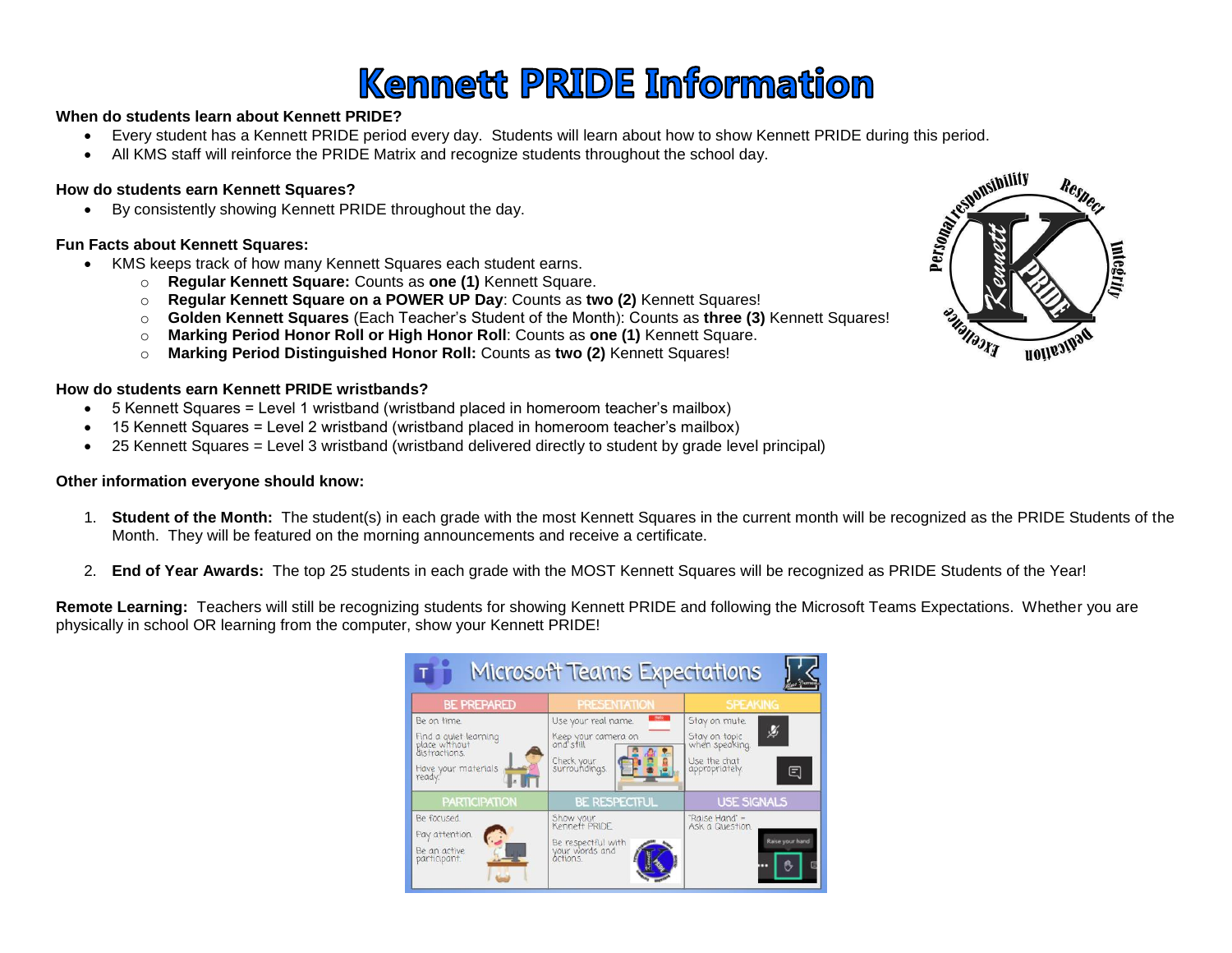# Kennett PRIDE Information

**When do students learn about Kennett PRIDE?**

- Every student has a Kennett PRIDE period every day. Students will learn about how to show Kennett PRIDE during this period.
- All KMS staff will reinforce the PRIDE Matrix and recognize students throughout the school day.

**How do students earn Kennett Squares?**

- By consistently showing Kennett PRIDE throughout the day.

**Fun Facts about Kennett Squares:**

- KMS keeps track of how many Kennett Squares each student earns.
  - **Regular Kennett Square:** Counts as **one (1)** Kennett Square.
  - **Regular Kennett Square on a POWER UP Day**: Counts as **two (2)** Kennett Squares!
  - **Golden Kennett Squares** (Each Teacher's Student of the Month): Counts as **three (3)** Kennett Squares!
  - **Marking Period Honor Roll or High Honor Roll**: Counts as **one (1)** Kennett Square.
  - **Marking Period Distinguished Honor Roll:** Counts as **two (2)** Kennett Squares!

**How do students earn Kennett PRIDE wristbands?**

- 5 Kennett Squares = Level 1 wristband (wristband placed in homeroom teacher's mailbox)
- 15 Kennett Squares = Level 2 wristband (wristband placed in homeroom teacher's mailbox)
- 25 Kennett Squares = Level 3 wristband (wristband delivered directly to student by grade level principal)

**Other information everyone should know:**

1. **Student of the Month:** The student(s) in each grade with the most Kennett Squares in the current month will be recognized as the PRIDE Students of the Month. They will be featured on the morning announcements and receive a certificate.

2. **End of Year Awards:** The top 25 students in each grade with the MOST Kennett Squares will be recognized as PRIDE Students of the Year!

**Remote Learning:** Teachers will still be recognizing students for showing Kennett PRIDE and following the Microsoft Teams Expectations. Whether you are physically in school OR learning from the computer, show your Kennett PRIDE!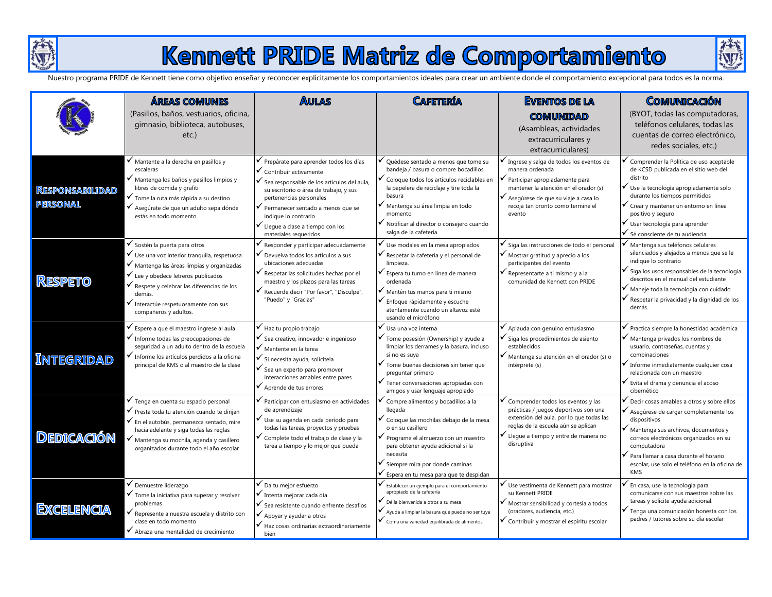# Kennett PRIDE Matriz de Comportamiento

Nuestro programa PRIDE de Kennett tiene como objetivo enseñar y reconocer explícitamente los comportamientos ideales para crear un ambiente donde el comportamiento excepcional para todos es la norma.

| | **ÁREAS COMUNES** (Pasillos, baños, vestuarios, oficina, gimnasio, biblioteca, autobuses, etc.) | **AULAS** | **CAFETERÍA** | **EVENTOS DE LA COMUNIDAD** (Asambleas, actividades extracurriculares y extracurriculares) | **COMUNICACIÓN** (BYOT, todas las computadoras, teléfonos celulares, todas las cuentas de correo electrónico, redes sociales, etc.) |
|---|---|---|---|---|---|
| **RESPONSABILIDAD PERSONAL** | ✓ Mantente a la derecha en pasillos y escaleras<br>✓ Mantenga los baños y pasillos limpios y libres de comida y grafiti<br>✓ Tome la ruta más rápida a su destino<br>✓ Asegúrate de que un adulto sepa dónde estás en todo momento | ✓ Prepárate para aprender todos los días<br>✓ Contribuir activamente<br>✓ Sea responsable de los artículos del aula, su escritorio o área de trabajo, y sus pertenencias personales<br>✓ Permanecer sentado a menos que se indique lo contrario<br>✓ Llegue a clase a tiempo con los materiales requeridos | ✓ Quédese sentado a menos que tome su bandeja / basura o compre bocadillos<br>✓ Coloque todos los artículos reciclables en la papelera de reciclaje y tire toda la basura<br>✓ Mantenga su área limpia en todo momento<br>✓ Notificar al director o consejero cuando salga de la cafetería | ✓ Ingrese y salga de todos los eventos de manera ordenada<br>✓ Participar apropiadamente para mantener la atención en el orador (s)<br>✓ Asegúrese de que su viaje a casa lo recoja tan pronto como termine el evento | ✓ Comprender la Política de uso aceptable de KCSD publicada en el sitio web del distrito<br>✓ Use la tecnología apropiadamente solo durante los tiempos permitidos<br>✓ Crear y mantener un entorno en línea positivo y seguro<br>✓ Usar tecnología para aprender<br>✓ Sé consciente de tu audiencia |
| **RESPETO** | ✓ Sostén la puerta para otros<br>✓ Use una voz interior tranquila, respetuosa<br>✓ Mantenga las áreas limpias y organizadas<br>✓ Lee y obedece letreros publicados<br>✓ Respete y celebrar las diferencias de los demás.<br>✓ Interactúe respetuosamente con sus compañeros y adultos. | ✓ Responder y participar adecuadamente<br>✓ Devuelva todos los artículos a sus ubicaciones adecuadas<br>✓ Respetar las solicitudes hechas por el maestro y los plazos para las tareas<br>✓ Recuerde decir "Por favor", "Disculpe", "Puedo" y "Gracias" | ✓ Use modales en la mesa apropiados<br>✓ Respetar la cafetería y el personal de limpieza.<br>✓ Espera tu turno en línea de manera ordenada<br>✓ Mantén tus manos para ti mismo<br>✓ Enfoque rápidamente y escuche atentamente cuando un altavoz esté usando el micrófono | ✓ Siga las instrucciones de todo el personal<br>✓ Mostrar gratitud y aprecio a los participantes del evento<br>✓ Representarte a ti mismo y a la comunidad de Kennett con PRIDE | ✓ Mantenga sus teléfonos celulares silenciados y alejados a menos que se le indique lo contrario<br>✓ Siga los usos responsables de la tecnología descritos en el manual del estudiante<br>✓ Maneje toda la tecnología con cuidado<br>✓ Respetar la privacidad y la dignidad de los demás. |
| **INTEGRIDAD** | ✓ Espere a que el maestro ingrese al aula<br>✓ Informe todas las preocupaciones de seguridad a un adulto dentro de la escuela<br>✓ Informe los artículos perdidos a la oficina principal de KMS o al maestro de la clase | ✓ Haz tu propio trabajo<br>✓ Sea creativo, innovador e ingenioso<br>✓ Mantente en la tarea<br>✓ Si necesita ayuda, solicítela<br>✓ Sea un experto para promover interacciones amables entre pares<br>✓ Aprende de tus errores | ✓ Usa una voz interna<br>✓ Tome posesión (Ownership) y ayude a limpiar los derrames y la basura, incluso si no es suya<br>✓ Tome buenas decisiones sin tener que preguntar primero<br>✓ Tener conversaciones apropiadas con amigos y usar lenguaje apropiado | ✓ Aplauda con genuino entusiasmo<br>✓ Siga los procedimientos de asiento establecidos<br>✓ Mantenga su atención en el orador (s) o intérprete (s) | ✓ Practica siempre la honestidad académica<br>✓ Mantenga privados los nombres de usuario, contraseñas, cuentas y combinaciones<br>✓ Informe inmediatamente cualquier cosa relacionada con un maestro<br>✓ Evita el drama y denuncia el acoso cibernético |
| **DEDICACIÓN** | ✓ Tenga en cuenta su espacio personal<br>✓ Presta toda tu atención cuando te dirijan<br>✓ En el autobús, permanezca sentado, mire hacia adelante y siga todas las reglas<br>✓ Mantenga su mochila, agenda y casillero organizados durante todo el año escolar | ✓ Participar con entusiasmo en actividades de aprendizaje<br>✓ Use su agenda en cada período para todas las tareas, proyectos y pruebas<br>✓ Complete todo el trabajo de clase y la tarea a tiempo y lo mejor que pueda | ✓ Compre alimentos y bocadillos a la llegada<br>✓ Coloque las mochilas debajo de la mesa o en su casillero<br>✓ Programe el almuerzo con un maestro para obtener ayuda adicional si la necesita<br>✓ Siempre mira por donde caminas<br>✓ Espera en tu mesa para que te despidan | ✓ Comprender todos los eventos y las prácticas / juegos deportivos son una extensión del aula, por lo que todas las reglas de la escuela aún se aplican<br>✓ Llegue a tiempo y entre de manera no disruptiva | ✓ Decir cosas amables a otros y sobre ellos<br>✓ Asegúrese de cargar completamente los dispositivos<br>✓ Mantenga sus archivos, documentos y correos electrónicos organizados en su computadora<br>✓ Para llamar a casa durante el horario escolar, use solo el teléfono en la oficina de KMS |
| **EXCELENCIA** | ✓ Demuestre liderazgo<br>✓ Tome la iniciativa para superar y resolver problemas<br>✓ Represente a nuestra escuela y distrito con clase en todo momento<br>✓ Abraza una mentalidad de crecimiento | ✓ Da tu mejor esfuerzo<br>✓ Intenta mejorar cada día<br>✓ Sea resistente cuando enfrente desafíos<br>✓ Apoyar y ayudar a otros<br>✓ Haz cosas ordinarias extraordinariamente bien | ✓ Establecer un ejemplo para el comportamiento apropiado de la cafetería<br>✓ Dé la bienvenida a otros a su mesa<br>✓ Ayuda a limpiar la basura que puede no ser tuya<br>✓ Coma una variedad equilibrada de alimentos | ✓ Use vestimenta de Kennett para mostrar su Kennett PRIDE<br>✓ Mostrar sensibilidad y cortesía a todos (oradores, audiencia, etc.)<br>✓ Contribuir y mostrar el espíritu escolar | ✓ En casa, use la tecnología para comunicarse con sus maestros sobre las tareas y solicite ayuda adicional.<br>✓ Tenga una comunicación honesta con los padres / tutores sobre su día escolar |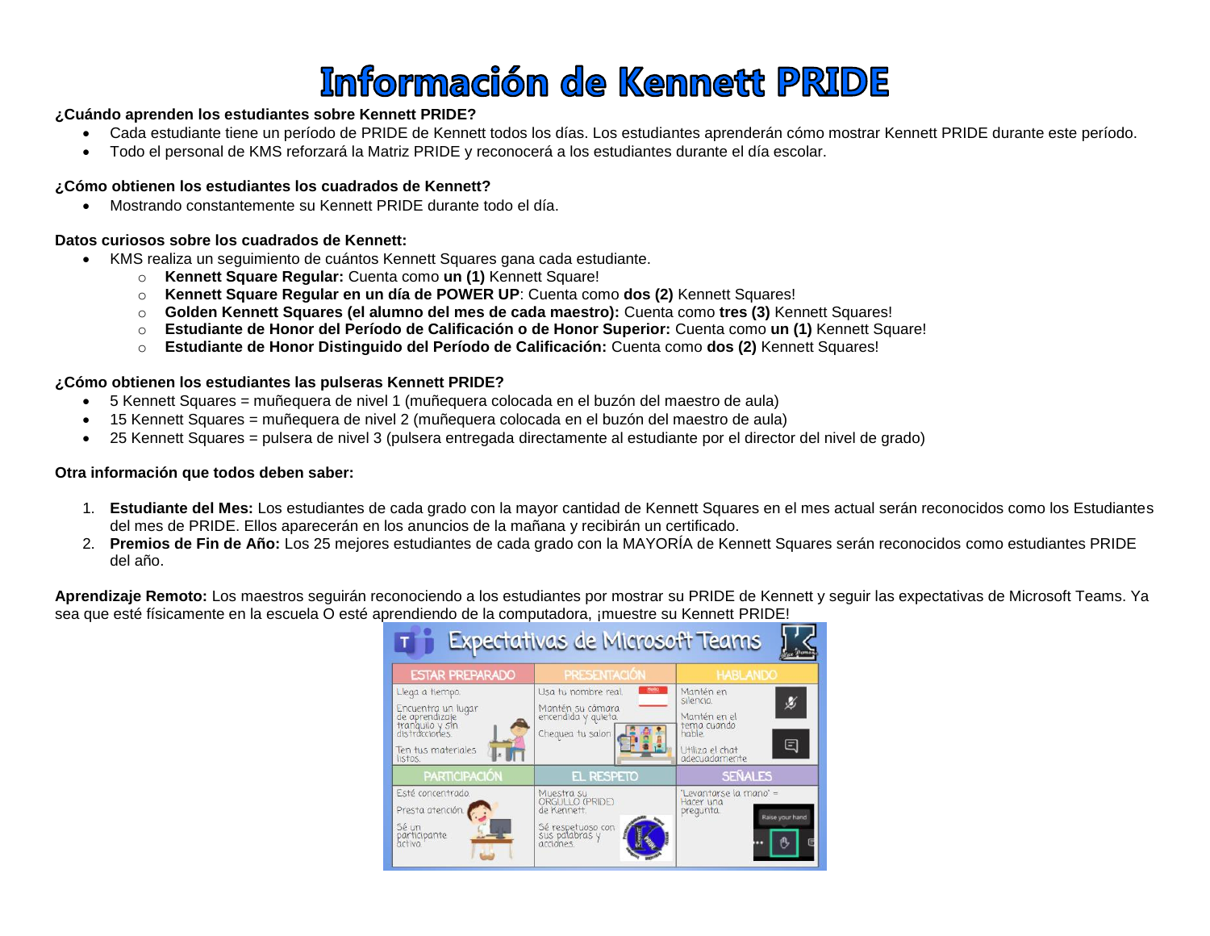# Información de Kennett PRIDE

**¿Cuándo aprenden los estudiantes sobre Kennett PRIDE?**

- Cada estudiante tiene un período de PRIDE de Kennett todos los días. Los estudiantes aprenderán cómo mostrar Kennett PRIDE durante este período.
- Todo el personal de KMS reforzará la Matriz PRIDE y reconocerá a los estudiantes durante el día escolar.

**¿Cómo obtienen los estudiantes los cuadrados de Kennett?**

- Mostrando constantemente su Kennett PRIDE durante todo el día.

**Datos curiosos sobre los cuadrados de Kennett:**

- KMS realiza un seguimiento de cuántos Kennett Squares gana cada estudiante.
  - **Kennett Square Regular:** Cuenta como **un (1)** Kennett Square!
  - **Kennett Square Regular en un día de POWER UP**: Cuenta como **dos (2)** Kennett Squares!
  - **Golden Kennett Squares (el alumno del mes de cada maestro):** Cuenta como **tres (3)** Kennett Squares!
  - **Estudiante de Honor del Período de Calificación o de Honor Superior:** Cuenta como **un (1)** Kennett Square!
  - **Estudiante de Honor Distinguido del Período de Calificación:** Cuenta como **dos (2)** Kennett Squares!

**¿Cómo obtienen los estudiantes las pulseras Kennett PRIDE?**

- 5 Kennett Squares = muñequera de nivel 1 (muñequera colocada en el buzón del maestro de aula)
- 15 Kennett Squares = muñequera de nivel 2 (muñequera colocada en el buzón del maestro de aula)
- 25 Kennett Squares = pulsera de nivel 3 (pulsera entregada directamente al estudiante por el director del nivel de grado)

**Otra información que todos deben saber:**

1. **Estudiante del Mes:** Los estudiantes de cada grado con la mayor cantidad de Kennett Squares en el mes actual serán reconocidos como los Estudiantes del mes de PRIDE. Ellos aparecerán en los anuncios de la mañana y recibirán un certificado.
2. **Premios de Fin de Año:** Los 25 mejores estudiantes de cada grado con la MAYORÍA de Kennett Squares serán reconocidos como estudiantes PRIDE del año.

**Aprendizaje Remoto:** Los maestros seguirán reconociendo a los estudiantes por mostrar su PRIDE de Kennett y seguir las expectativas de Microsoft Teams. Ya sea que esté físicamente en la escuela O esté aprendiendo de la computadora, ¡muestre su Kennett PRIDE!

## Expectativas de Microsoft Teams

| ESTAR PREPARADO | PRESENTACIÓN | HABLANDO |
| --- | --- | --- |
| Llega a tiempo. Encuentra un lugar de aprendizaje tranquilo y sin distracciones. Ten tus materiales listos. | Usa tu nombre real. Mantén su cámara encendida y quieta. Chequea tu salon. | Mantén en silencio. Mantén en el tema cuando hable. Utiliza el chat adecuadamente. |
| **PARTICIPACIÓN** | **EL RESPETO** | **SEÑALES** |
| Esté concentrado. Presta atención. Sé un participante activo. | Muestra su ORGULLO (PRIDE) de Kennett. Sé respetuoso con sus palabras y acciones. | "Levantarse la mano" = Hacer una pregunta. |